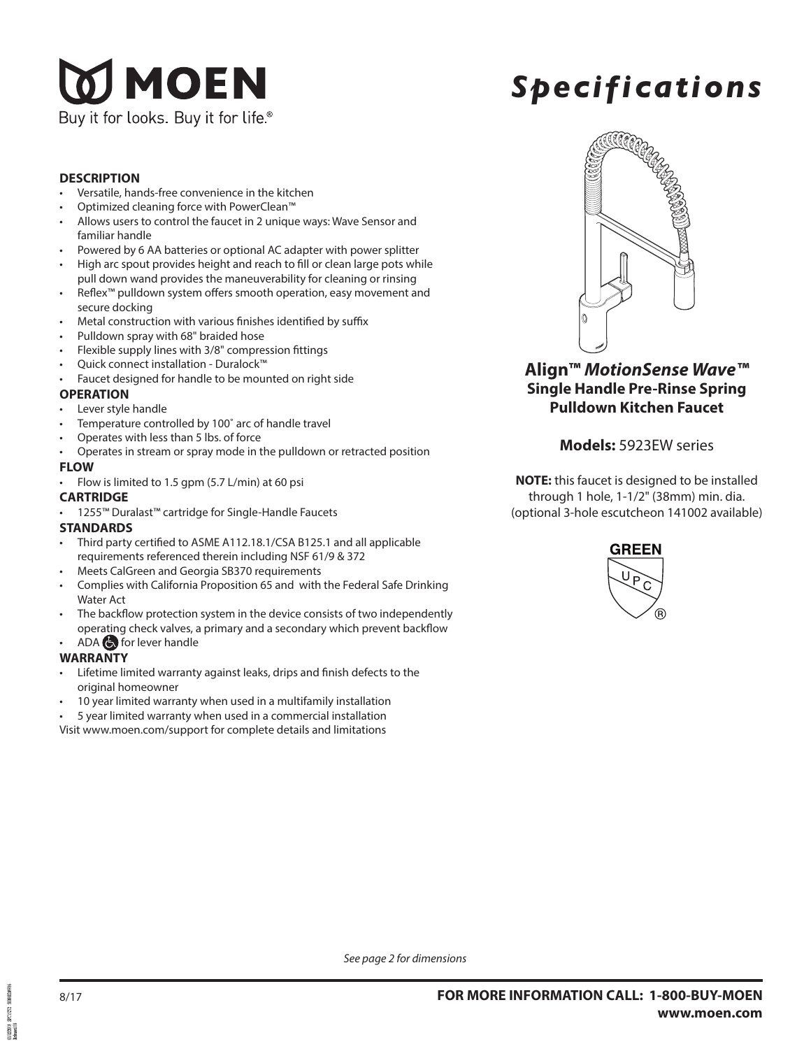# MOEN

Buy it for looks. Buy it for life.®

# Specifications

## Align™ *MotionSense Wave*™ Single Handle Pre-Rinse Spring Pulldown Kitchen Faucet

**Models:** 5923EW series

**NOTE:** this faucet is designed to be installed through 1 hole, 1-1/2" (38mm) min. dia. (optional 3-hole escutcheon 141002 available)

GREEN UPC®

### DESCRIPTION

- Versatile, hands-free convenience in the kitchen
- Optimized cleaning force with PowerClean™
- Allows users to control the faucet in 2 unique ways: Wave Sensor and familiar handle
- Powered by 6 AA batteries or optional AC adapter with power splitter
- High arc spout provides height and reach to fill or clean large pots while pull down wand provides the maneuverability for cleaning or rinsing
- Reflex™ pulldown system offers smooth operation, easy movement and secure docking
- Metal construction with various finishes identified by suffix
- Pulldown spray with 68" braided hose
- Flexible supply lines with 3/8" compression fittings
- Quick connect installation - Duralock™
- Faucet designed for handle to be mounted on right side

### OPERATION

- Lever style handle
- Temperature controlled by 100˚ arc of handle travel
- Operates with less than 5 lbs. of force
- Operates in stream or spray mode in the pulldown or retracted position

### FLOW

- Flow is limited to 1.5 gpm (5.7 L/min) at 60 psi

### CARTRIDGE

- 1255™ Duralast™ cartridge for Single-Handle Faucets

### STANDARDS

- Third party certified to ASME A112.18.1/CSA B125.1 and all applicable requirements referenced therein including NSF 61/9 & 372
- Meets CalGreen and Georgia SB370 requirements
- Complies with California Proposition 65 and with the Federal Safe Drinking Water Act
- The backflow protection system in the device consists of two independently operating check valves, a primary and a secondary which prevent backflow
- ADA ♿ for lever handle

### WARRANTY

- Lifetime limited warranty against leaks, drips and finish defects to the original homeowner
- 10 year limited warranty when used in a multifamily installation
- 5 year limited warranty when used in a commercial installation

Visit www.moen.com/support for complete details and limitations

*See page 2 for dimensions*

8/17

**FOR MORE INFORMATION CALL: 1-800-BUY-MOEN**
**www.moen.com**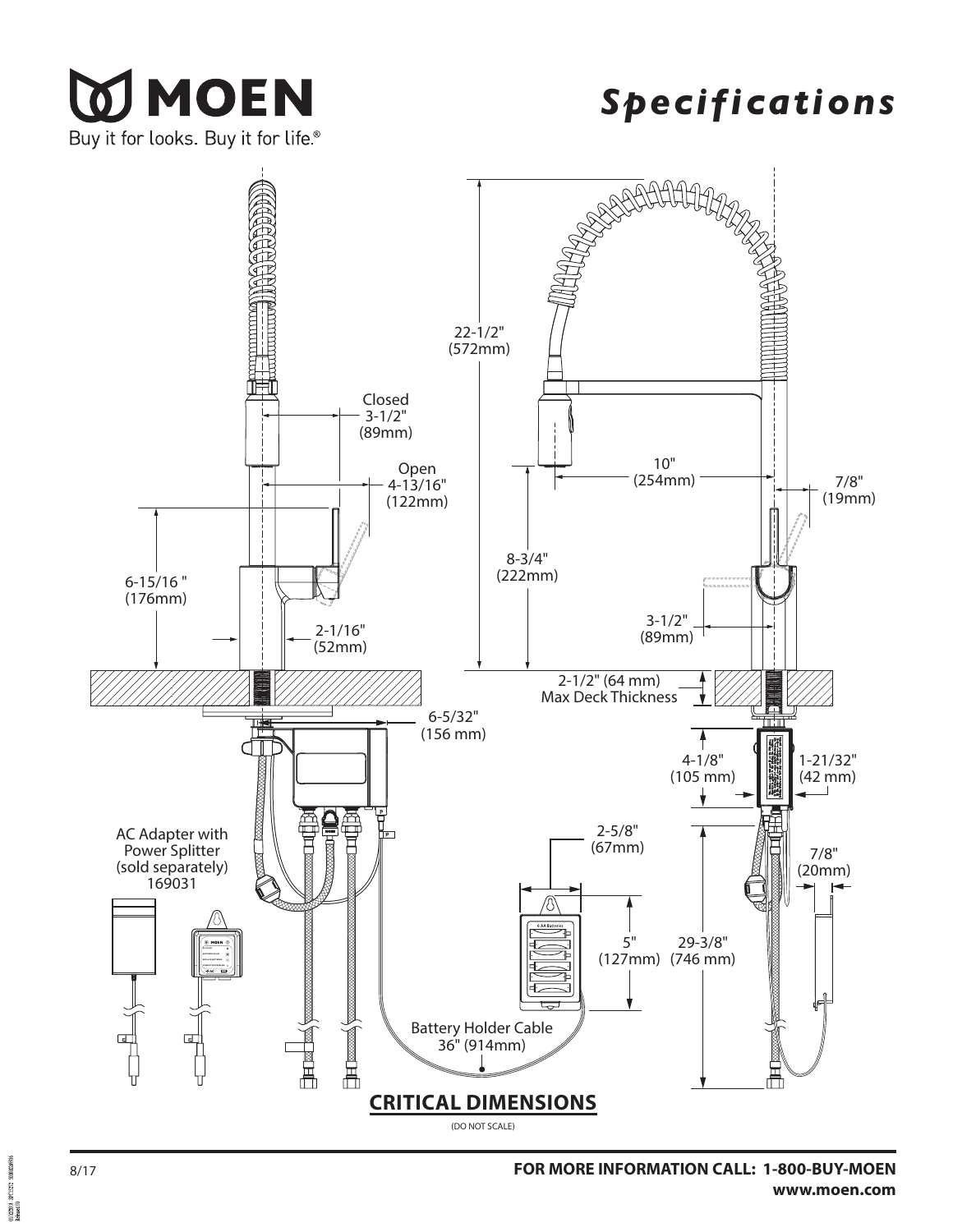# MOEN

Buy it for looks. Buy it for life.®

# *Specifications*

Closed
3-1/2"
(89mm)

Open
4-13/16"
(122mm)

6-15/16 "
(176mm)

2-1/16"
(52mm)

22-1/2"
(572mm)

10"
(254mm)

7/8"
(19mm)

8-3/4"
(222mm)

3-1/2"
(89mm)

2-1/2" (64 mm)
Max Deck Thickness

6-5/32"
(156 mm)

4-1/8"
(105 mm)

1-21/32"
(42 mm)

AC Adapter with
Power Splitter
(sold separately)
169031

2-5/8"
(67mm)

7/8"
(20mm)

5"
(127mm)

29-3/8"
(746 mm)

Battery Holder Cable
36" (914mm)

## CRITICAL DIMENSIONS

(DO NOT SCALE)

8/17

**FOR MORE INFORMATION CALL: 1-800-BUY-MOEN**
**www.moen.com**